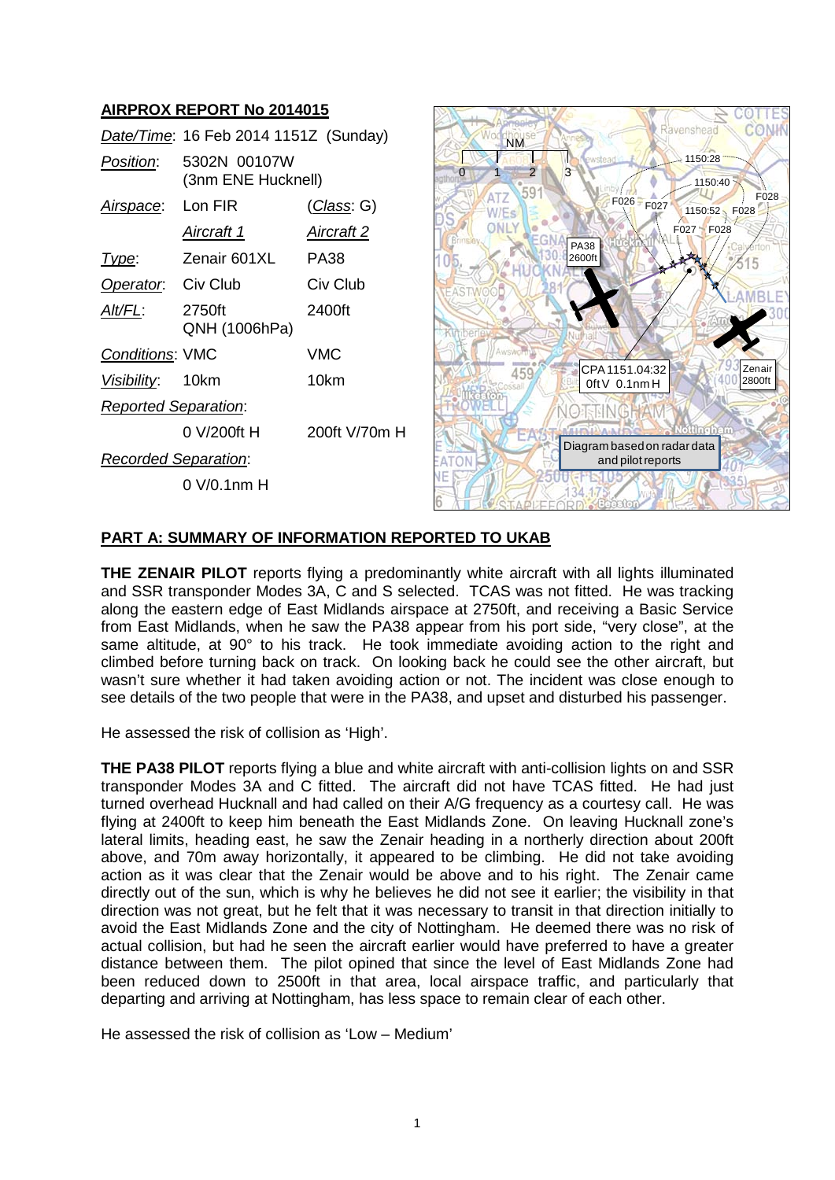**AIRPROX REPORT No 2014015**

| *Date/Time*: | 16 Feb 2014 1151Z (Sunday) | |
|---|---|---|
| *Position*: | 5302N 00107W (3nm ENE Hucknell) | |
| *Airspace*: | Lon FIR | (*Class*: G) |
| | *Aircraft 1* | *Aircraft 2* |
| *Type*: | Zenair 601XL | PA38 |
| *Operator*: | Civ Club | Civ Club |
| *Alt/FL*: | 2750ft QNH (1006hPa) | 2400ft |
| *Conditions*: | VMC | VMC |
| *Visibility*: | 10km | 10km |
| *Reported Separation*: | | |
| | 0 V/200ft H | 200ft V/70m H |
| *Recorded Separation*: | | |
| | 0 V/0.1nm H | |

## PART A: SUMMARY OF INFORMATION REPORTED TO UKAB

**THE ZENAIR PILOT** reports flying a predominantly white aircraft with all lights illuminated and SSR transponder Modes 3A, C and S selected. TCAS was not fitted. He was tracking along the eastern edge of East Midlands airspace at 2750ft, and receiving a Basic Service from East Midlands, when he saw the PA38 appear from his port side, "very close", at the same altitude, at 90° to his track. He took immediate avoiding action to the right and climbed before turning back on track. On looking back he could see the other aircraft, but wasn't sure whether it had taken avoiding action or not. The incident was close enough to see details of the two people that were in the PA38, and upset and disturbed his passenger.

He assessed the risk of collision as 'High'.

**THE PA38 PILOT** reports flying a blue and white aircraft with anti-collision lights on and SSR transponder Modes 3A and C fitted. The aircraft did not have TCAS fitted. He had just turned overhead Hucknall and had called on their A/G frequency as a courtesy call. He was flying at 2400ft to keep him beneath the East Midlands Zone. On leaving Hucknall zone's lateral limits, heading east, he saw the Zenair heading in a northerly direction about 200ft above, and 70m away horizontally, it appeared to be climbing. He did not take avoiding action as it was clear that the Zenair would be above and to his right. The Zenair came directly out of the sun, which is why he believes he did not see it earlier; the visibility in that direction was not great, but he felt that it was necessary to transit in that direction initially to avoid the East Midlands Zone and the city of Nottingham. He deemed there was no risk of actual collision, but had he seen the aircraft earlier would have preferred to have a greater distance between them. The pilot opined that since the level of East Midlands Zone had been reduced down to 2500ft in that area, local airspace traffic, and particularly that departing and arriving at Nottingham, has less space to remain clear of each other.

He assessed the risk of collision as 'Low – Medium'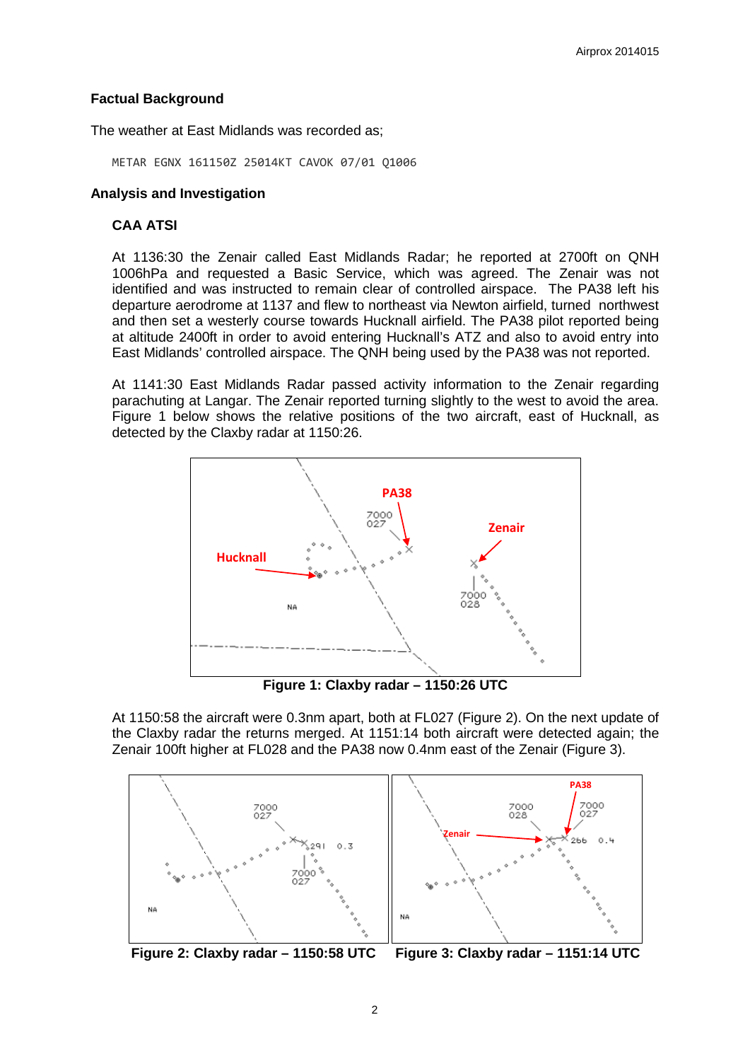## Factual Background

The weather at East Midlands was recorded as;

```
METAR EGNX 161150Z 25014KT CAVOK 07/01 Q1006
```

## Analysis and Investigation

### CAA ATSI

At 1136:30 the Zenair called East Midlands Radar; he reported at 2700ft on QNH 1006hPa and requested a Basic Service, which was agreed. The Zenair was not identified and was instructed to remain clear of controlled airspace. The PA38 left his departure aerodrome at 1137 and flew to northeast via Newton airfield, turned northwest and then set a westerly course towards Hucknall airfield. The PA38 pilot reported being at altitude 2400ft in order to avoid entering Hucknall's ATZ and also to avoid entry into East Midlands' controlled airspace. The QNH being used by the PA38 was not reported.

At 1141:30 East Midlands Radar passed activity information to the Zenair regarding parachuting at Langar. The Zenair reported turning slightly to the west to avoid the area. Figure 1 below shows the relative positions of the two aircraft, east of Hucknall, as detected by the Claxby radar at 1150:26.

Figure 1: Claxby radar – 1150:26 UTC

At 1150:58 the aircraft were 0.3nm apart, both at FL027 (Figure 2). On the next update of the Claxby radar the returns merged. At 1151:14 both aircraft were detected again; the Zenair 100ft higher at FL028 and the PA38 now 0.4nm east of the Zenair (Figure 3).

Figure 2: Claxby radar – 1150:58 UTC

Figure 3: Claxby radar – 1151:14 UTC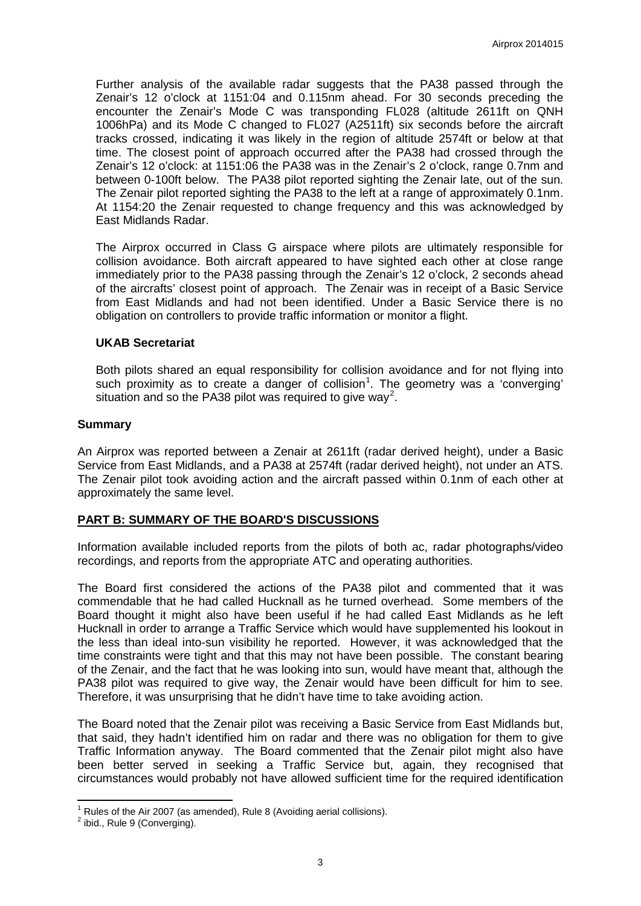Further analysis of the available radar suggests that the PA38 passed through the Zenair's 12 o'clock at 1151:04 and 0.115nm ahead. For 30 seconds preceding the encounter the Zenair's Mode C was transponding FL028 (altitude 2611ft on QNH 1006hPa) and its Mode C changed to FL027 (A2511ft) six seconds before the aircraft tracks crossed, indicating it was likely in the region of altitude 2574ft or below at that time. The closest point of approach occurred after the PA38 had crossed through the Zenair's 12 o'clock: at 1151:06 the PA38 was in the Zenair's 2 o'clock, range 0.7nm and between 0-100ft below. The PA38 pilot reported sighting the Zenair late, out of the sun. The Zenair pilot reported sighting the PA38 to the left at a range of approximately 0.1nm. At 1154:20 the Zenair requested to change frequency and this was acknowledged by East Midlands Radar.

The Airprox occurred in Class G airspace where pilots are ultimately responsible for collision avoidance. Both aircraft appeared to have sighted each other at close range immediately prior to the PA38 passing through the Zenair's 12 o'clock, 2 seconds ahead of the aircrafts' closest point of approach. The Zenair was in receipt of a Basic Service from East Midlands and had not been identified. Under a Basic Service there is no obligation on controllers to provide traffic information or monitor a flight.

### UKAB Secretariat

Both pilots shared an equal responsibility for collision avoidance and for not flying into such proximity as to create a danger of collision[1]. The geometry was a 'converging' situation and so the PA38 pilot was required to give way[2].

### Summary

An Airprox was reported between a Zenair at 2611ft (radar derived height), under a Basic Service from East Midlands, and a PA38 at 2574ft (radar derived height), not under an ATS. The Zenair pilot took avoiding action and the aircraft passed within 0.1nm of each other at approximately the same level.

## PART B: SUMMARY OF THE BOARD'S DISCUSSIONS

Information available included reports from the pilots of both ac, radar photographs/video recordings, and reports from the appropriate ATC and operating authorities.

The Board first considered the actions of the PA38 pilot and commented that it was commendable that he had called Hucknall as he turned overhead. Some members of the Board thought it might also have been useful if he had called East Midlands as he left Hucknall in order to arrange a Traffic Service which would have supplemented his lookout in the less than ideal into-sun visibility he reported. However, it was acknowledged that the time constraints were tight and that this may not have been possible. The constant bearing of the Zenair, and the fact that he was looking into sun, would have meant that, although the PA38 pilot was required to give way, the Zenair would have been difficult for him to see. Therefore, it was unsurprising that he didn't have time to take avoiding action.

The Board noted that the Zenair pilot was receiving a Basic Service from East Midlands but, that said, they hadn't identified him on radar and there was no obligation for them to give Traffic Information anyway. The Board commented that the Zenair pilot might also have been better served in seeking a Traffic Service but, again, they recognised that circumstances would probably not have allowed sufficient time for the required identification

---

[1] Rules of the Air 2007 (as amended), Rule 8 (Avoiding aerial collisions).

[2] ibid., Rule 9 (Converging).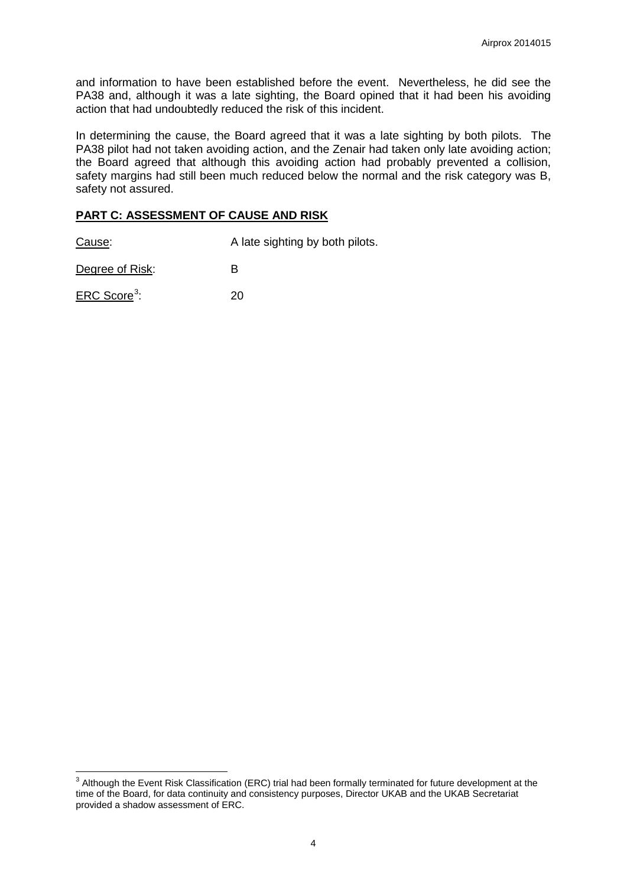and information to have been established before the event. Nevertheless, he did see the PA38 and, although it was a late sighting, the Board opined that it had been his avoiding action that had undoubtedly reduced the risk of this incident.

In determining the cause, the Board agreed that it was a late sighting by both pilots. The PA38 pilot had not taken avoiding action, and the Zenair had taken only late avoiding action; the Board agreed that although this avoiding action had probably prevented a collision, safety margins had still been much reduced below the normal and the risk category was B, safety not assured.

## PART C: ASSESSMENT OF CAUSE AND RISK

Cause: A late sighting by both pilots.

Degree of Risk: B

ERC Score[3]: 20

[3] Although the Event Risk Classification (ERC) trial had been formally terminated for future development at the time of the Board, for data continuity and consistency purposes, Director UKAB and the UKAB Secretariat provided a shadow assessment of ERC.